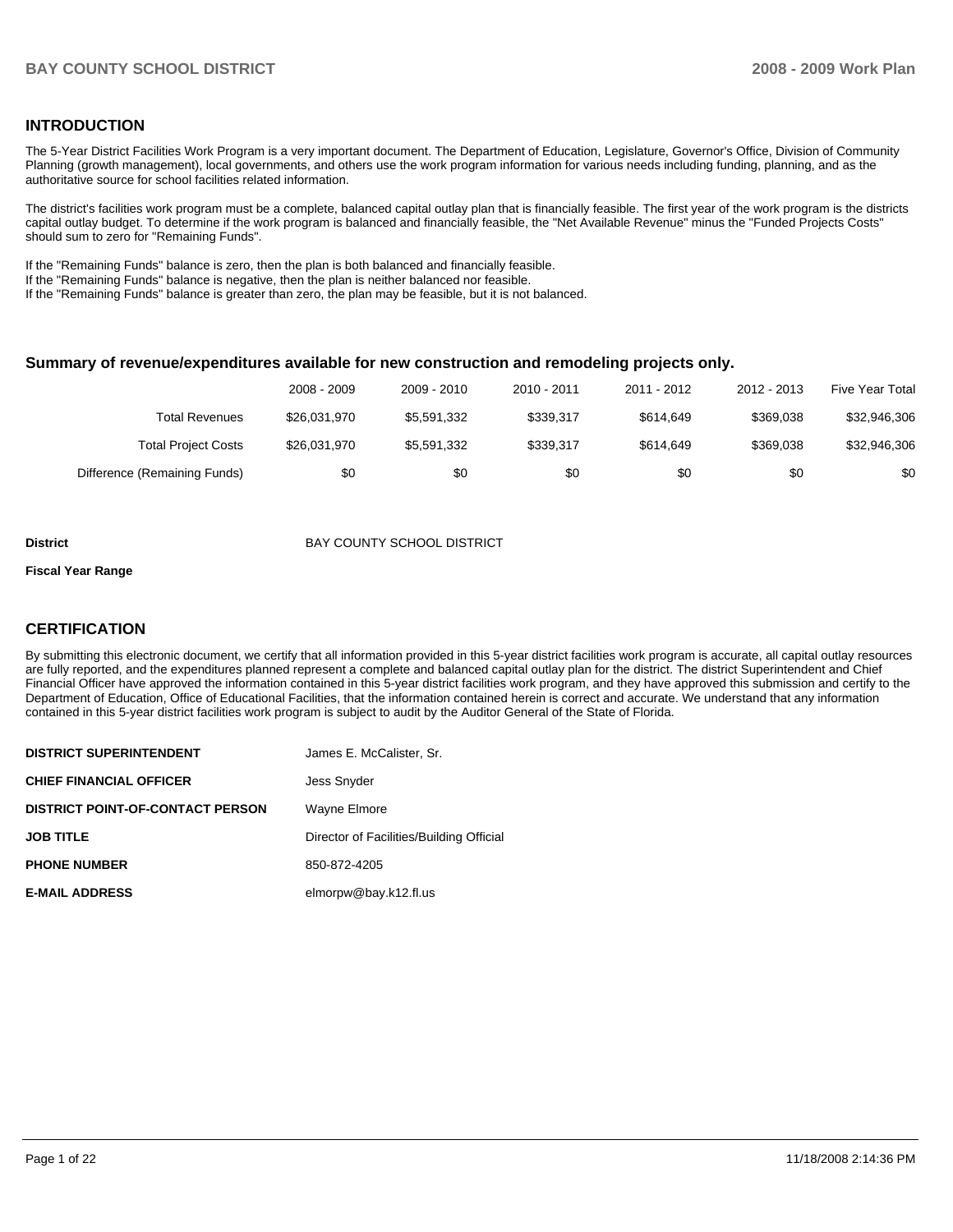## INTRODUCTION

The 5-Year District Facilities Work Program is a very important document. The Department of Education, Legislature, Governor's Office, Division of Community Planning (growth management), local governments, and others use the work program information for various needs including funding, planning, and as the authoritative source for school facilities related information.

The district's facilities work program must be a complete, balanced capital outlay plan that is financially feasible. The first year of the work program is the districts capital outlay budget. To determine if the work program is balanced and financially feasible, the "Net Available Revenue" minus the "Funded Projects Costs" should sum to zero for "Remaining Funds".

If the "Remaining Funds" balance is zero, then the plan is both balanced and financially feasible.
If the "Remaining Funds" balance is negative, then the plan is neither balanced nor feasible.
If the "Remaining Funds" balance is greater than zero, the plan may be feasible, but it is not balanced.

### Summary of revenue/expenditures available for new construction and remodeling projects only.

| | 2008 - 2009 | 2009 - 2010 | 2010 - 2011 | 2011 - 2012 | 2012 - 2013 | Five Year Total |
|---|---|---|---|---|---|---|
| Total Revenues | $26,031,970 | $5,591,332 | $339,317 | $614,649 | $369,038 | $32,946,306 |
| Total Project Costs | $26,031,970 | $5,591,332 | $339,317 | $614,649 | $369,038 | $32,946,306 |
| Difference (Remaining Funds) | $0 | $0 | $0 | $0 | $0 | $0 |

**District** BAY COUNTY SCHOOL DISTRICT

**Fiscal Year Range**

## CERTIFICATION

By submitting this electronic document, we certify that all information provided in this 5-year district facilities work program is accurate, all capital outlay resources are fully reported, and the expenditures planned represent a complete and balanced capital outlay plan for the district. The district Superintendent and Chief Financial Officer have approved the information contained in this 5-year district facilities work program, and they have approved this submission and certify to the Department of Education, Office of Educational Facilities, that the information contained herein is correct and accurate. We understand that any information contained in this 5-year district facilities work program is subject to audit by the Auditor General of the State of Florida.

| | |
|---|---|
| **DISTRICT SUPERINTENDENT** | James E. McCalister, Sr. |
| **CHIEF FINANCIAL OFFICER** | Jess Snyder |
| **DISTRICT POINT-OF-CONTACT PERSON** | Wayne Elmore |
| **JOB TITLE** | Director of Facilities/Building Official |
| **PHONE NUMBER** | 850-872-4205 |
| **E-MAIL ADDRESS** | elmorpw@bay.k12.fl.us |